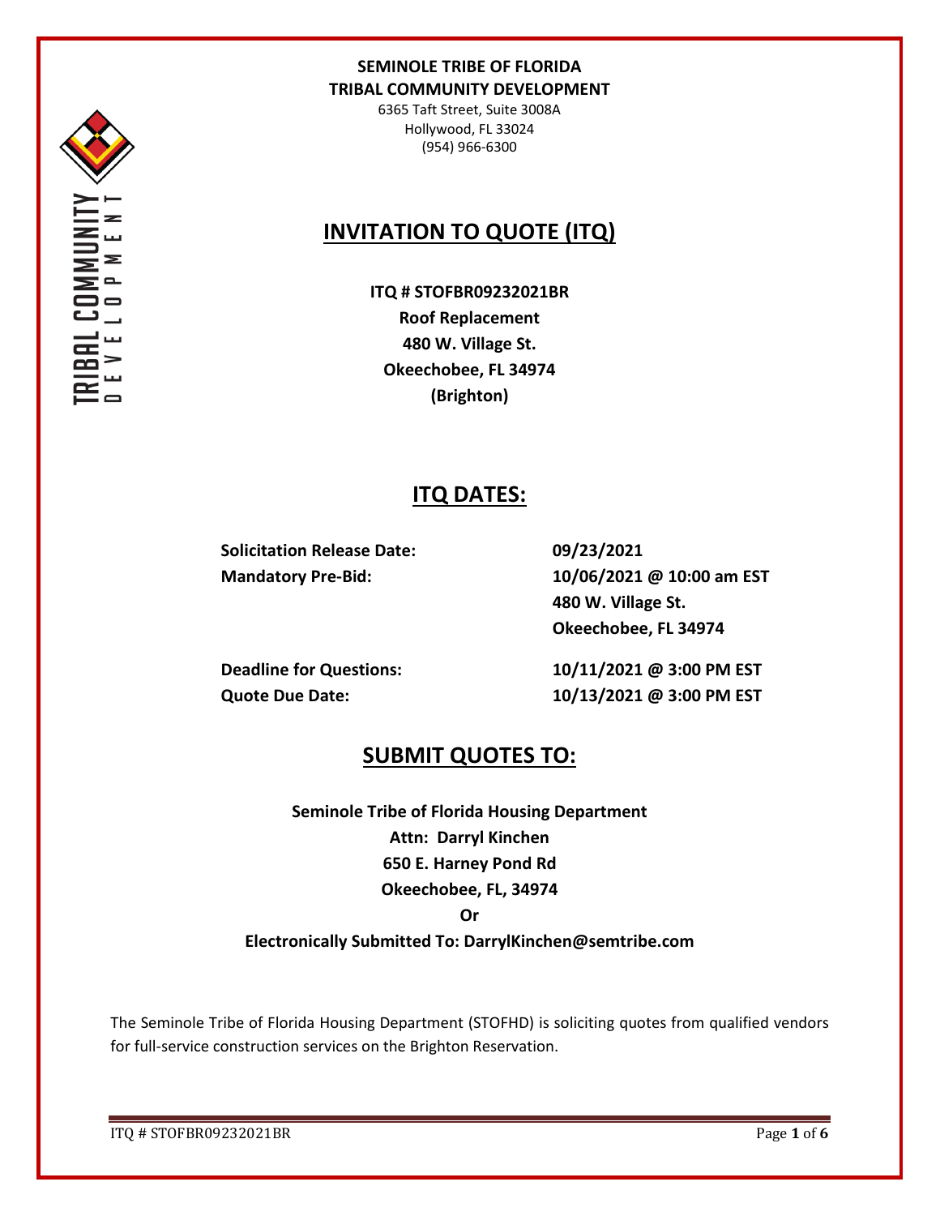**SEMINOLE TRIBE OF FLORIDA**
**TRIBAL COMMUNITY DEVELOPMENT**
6365 Taft Street, Suite 3008A
Hollywood, FL 33024
(954) 966-6300

# INVITATION TO QUOTE (ITQ)

**ITQ # STOFBR09232021BR**
**Roof Replacement**
**480 W. Village St.**
**Okeechobee, FL 34974**
**(Brighton)**

## ITQ DATES:

| | |
|---|---|
| **Solicitation Release Date:** | **09/23/2021** |
| **Mandatory Pre-Bid:** | **10/06/2021 @ 10:00 am EST** <br> **480 W. Village St.** <br> **Okeechobee, FL 34974** |
| **Deadline for Questions:** | **10/11/2021 @ 3:00 PM EST** |
| **Quote Due Date:** | **10/13/2021 @ 3:00 PM EST** |

## SUBMIT QUOTES TO:

**Seminole Tribe of Florida Housing Department**
**Attn: Darryl Kinchen**
**650 E. Harney Pond Rd**
**Okeechobee, FL, 34974**
**Or**
**Electronically Submitted To: DarrylKinchen@semtribe.com**

The Seminole Tribe of Florida Housing Department (STOFHD) is soliciting quotes from qualified vendors for full-service construction services on the Brighton Reservation.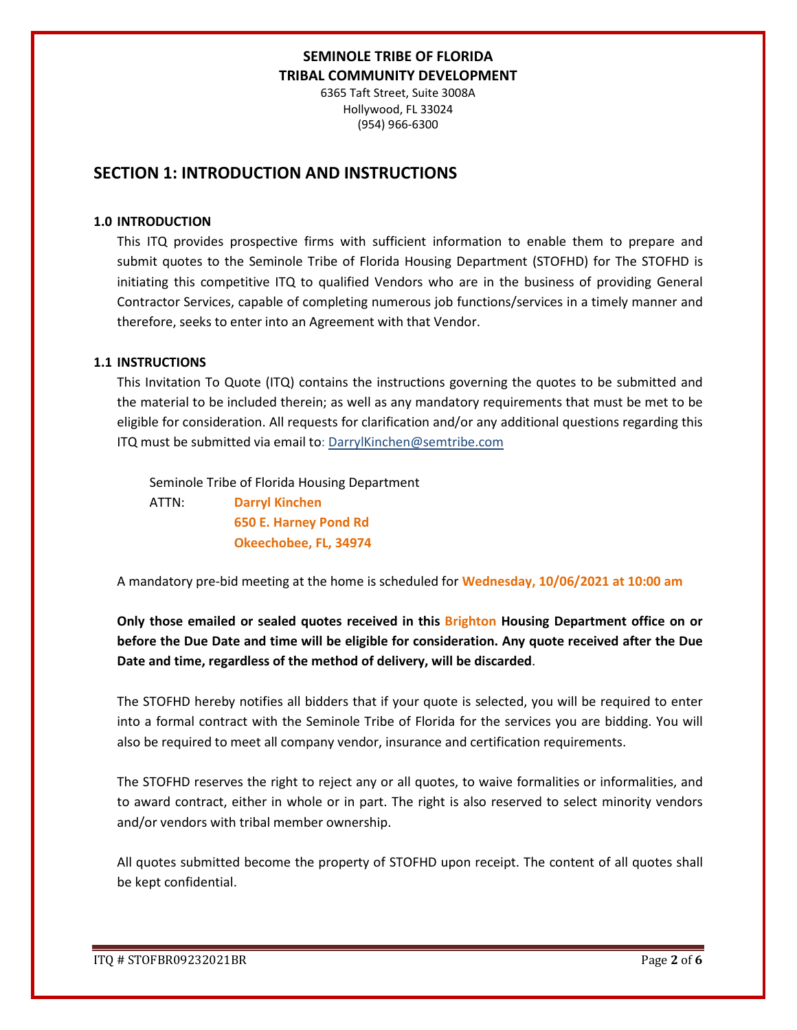**SEMINOLE TRIBE OF FLORIDA**
**TRIBAL COMMUNITY DEVELOPMENT**
6365 Taft Street, Suite 3008A
Hollywood, FL 33024
(954) 966-6300

## SECTION 1: INTRODUCTION AND INSTRUCTIONS

### 1.0 INTRODUCTION

This ITQ provides prospective firms with sufficient information to enable them to prepare and submit quotes to the Seminole Tribe of Florida Housing Department (STOFHD) for The STOFHD is initiating this competitive ITQ to qualified Vendors who are in the business of providing General Contractor Services, capable of completing numerous job functions/services in a timely manner and therefore, seeks to enter into an Agreement with that Vendor.

### 1.1 INSTRUCTIONS

This Invitation To Quote (ITQ) contains the instructions governing the quotes to be submitted and the material to be included therein; as well as any mandatory requirements that must be met to be eligible for consideration. All requests for clarification and/or any additional questions regarding this ITQ must be submitted via email to: DarrylKinchen@semtribe.com

Seminole Tribe of Florida Housing Department
ATTN: **Darryl Kinchen**
**650 E. Harney Pond Rd**
**Okeechobee, FL, 34974**

A mandatory pre-bid meeting at the home is scheduled for **Wednesday, 10/06/2021 at 10:00 am**

**Only those emailed or sealed quotes received in this Brighton Housing Department office on or before the Due Date and time will be eligible for consideration. Any quote received after the Due Date and time, regardless of the method of delivery, will be discarded**.

The STOFHD hereby notifies all bidders that if your quote is selected, you will be required to enter into a formal contract with the Seminole Tribe of Florida for the services you are bidding. You will also be required to meet all company vendor, insurance and certification requirements.

The STOFHD reserves the right to reject any or all quotes, to waive formalities or informalities, and to award contract, either in whole or in part. The right is also reserved to select minority vendors and/or vendors with tribal member ownership.

All quotes submitted become the property of STOFHD upon receipt. The content of all quotes shall be kept confidential.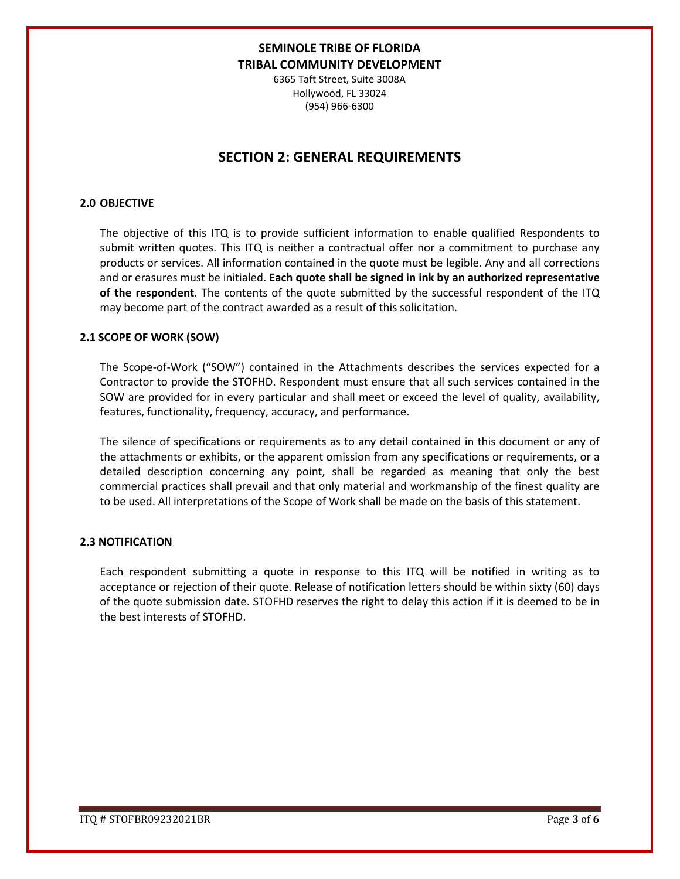**SEMINOLE TRIBE OF FLORIDA**
**TRIBAL COMMUNITY DEVELOPMENT**
6365 Taft Street, Suite 3008A
Hollywood, FL 33024
(954) 966-6300

# SECTION 2: GENERAL REQUIREMENTS

### 2.0 OBJECTIVE

The objective of this ITQ is to provide sufficient information to enable qualified Respondents to submit written quotes. This ITQ is neither a contractual offer nor a commitment to purchase any products or services. All information contained in the quote must be legible. Any and all corrections and or erasures must be initialed. **Each quote shall be signed in ink by an authorized representative of the respondent**. The contents of the quote submitted by the successful respondent of the ITQ may become part of the contract awarded as a result of this solicitation.

### 2.1 SCOPE OF WORK (SOW)

The Scope-of-Work ("SOW") contained in the Attachments describes the services expected for a Contractor to provide the STOFHD. Respondent must ensure that all such services contained in the SOW are provided for in every particular and shall meet or exceed the level of quality, availability, features, functionality, frequency, accuracy, and performance.

The silence of specifications or requirements as to any detail contained in this document or any of the attachments or exhibits, or the apparent omission from any specifications or requirements, or a detailed description concerning any point, shall be regarded as meaning that only the best commercial practices shall prevail and that only material and workmanship of the finest quality are to be used. All interpretations of the Scope of Work shall be made on the basis of this statement.

### 2.3 NOTIFICATION

Each respondent submitting a quote in response to this ITQ will be notified in writing as to acceptance or rejection of their quote. Release of notification letters should be within sixty (60) days of the quote submission date. STOFHD reserves the right to delay this action if it is deemed to be in the best interests of STOFHD.

ITQ # STOFBR09232021BR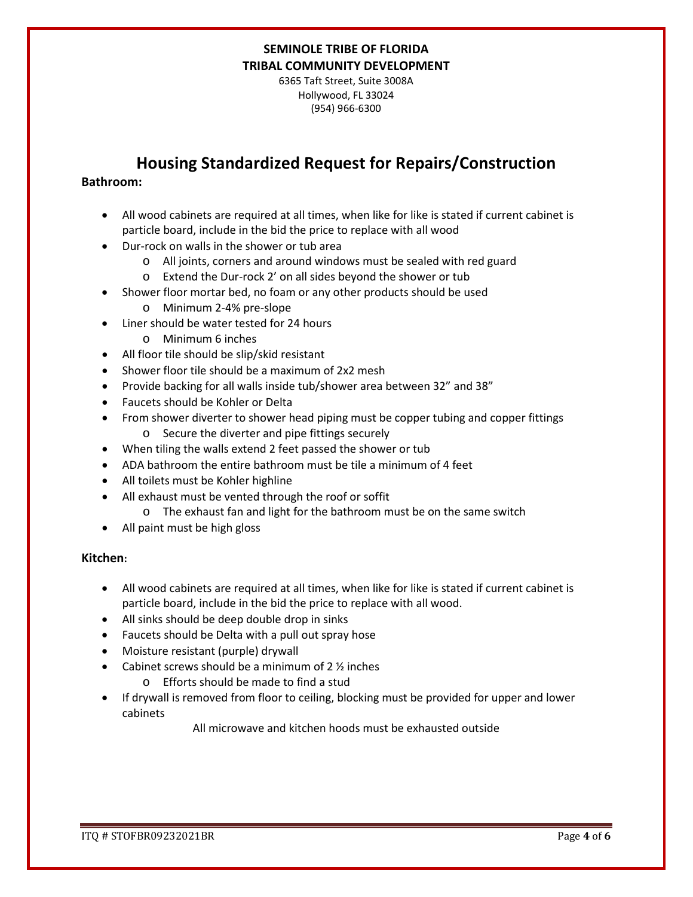**SEMINOLE TRIBE OF FLORIDA**
**TRIBAL COMMUNITY DEVELOPMENT**
6365 Taft Street, Suite 3008A
Hollywood, FL 33024
(954) 966-6300

# Housing Standardized Request for Repairs/Construction

**Bathroom:**

- All wood cabinets are required at all times, when like for like is stated if current cabinet is particle board, include in the bid the price to replace with all wood
- Dur-rock on walls in the shower or tub area
  - All joints, corners and around windows must be sealed with red guard
  - Extend the Dur-rock 2' on all sides beyond the shower or tub
- Shower floor mortar bed, no foam or any other products should be used
  - Minimum 2-4% pre-slope
- Liner should be water tested for 24 hours
  - Minimum 6 inches
- All floor tile should be slip/skid resistant
- Shower floor tile should be a maximum of 2x2 mesh
- Provide backing for all walls inside tub/shower area between 32" and 38"
- Faucets should be Kohler or Delta
- From shower diverter to shower head piping must be copper tubing and copper fittings
  - Secure the diverter and pipe fittings securely
- When tiling the walls extend 2 feet passed the shower or tub
- ADA bathroom the entire bathroom must be tile a minimum of 4 feet
- All toilets must be Kohler highline
- All exhaust must be vented through the roof or soffit
  - The exhaust fan and light for the bathroom must be on the same switch
- All paint must be high gloss

**Kitchen:**

- All wood cabinets are required at all times, when like for like is stated if current cabinet is particle board, include in the bid the price to replace with all wood.
- All sinks should be deep double drop in sinks
- Faucets should be Delta with a pull out spray hose
- Moisture resistant (purple) drywall
- Cabinet screws should be a minimum of 2 ½ inches
  - Efforts should be made to find a stud
- If drywall is removed from floor to ceiling, blocking must be provided for upper and lower cabinets

All microwave and kitchen hoods must be exhausted outside

ITQ # STOFBR09232021BR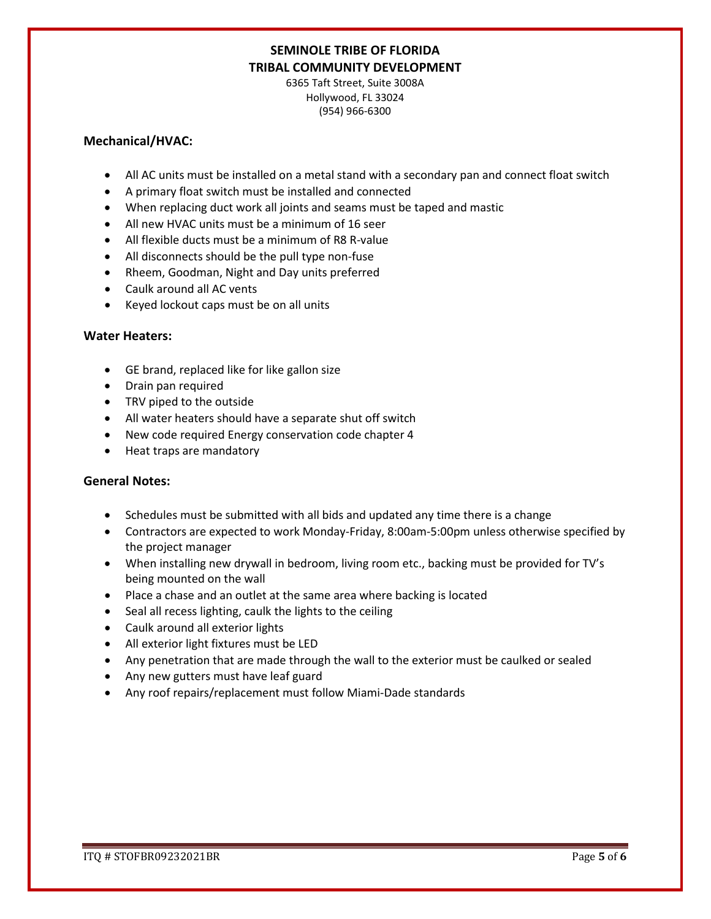**SEMINOLE TRIBE OF FLORIDA**
**TRIBAL COMMUNITY DEVELOPMENT**
6365 Taft Street, Suite 3008A
Hollywood, FL 33024
(954) 966-6300

## Mechanical/HVAC:

- All AC units must be installed on a metal stand with a secondary pan and connect float switch
- A primary float switch must be installed and connected
- When replacing duct work all joints and seams must be taped and mastic
- All new HVAC units must be a minimum of 16 seer
- All flexible ducts must be a minimum of R8 R-value
- All disconnects should be the pull type non-fuse
- Rheem, Goodman, Night and Day units preferred
- Caulk around all AC vents
- Keyed lockout caps must be on all units

## Water Heaters:

- GE brand, replaced like for like gallon size
- Drain pan required
- TRV piped to the outside
- All water heaters should have a separate shut off switch
- New code required Energy conservation code chapter 4
- Heat traps are mandatory

## General Notes:

- Schedules must be submitted with all bids and updated any time there is a change
- Contractors are expected to work Monday-Friday, 8:00am-5:00pm unless otherwise specified by the project manager
- When installing new drywall in bedroom, living room etc., backing must be provided for TV's being mounted on the wall
- Place a chase and an outlet at the same area where backing is located
- Seal all recess lighting, caulk the lights to the ceiling
- Caulk around all exterior lights
- All exterior light fixtures must be LED
- Any penetration that are made through the wall to the exterior must be caulked or sealed
- Any new gutters must have leaf guard
- Any roof repairs/replacement must follow Miami-Dade standards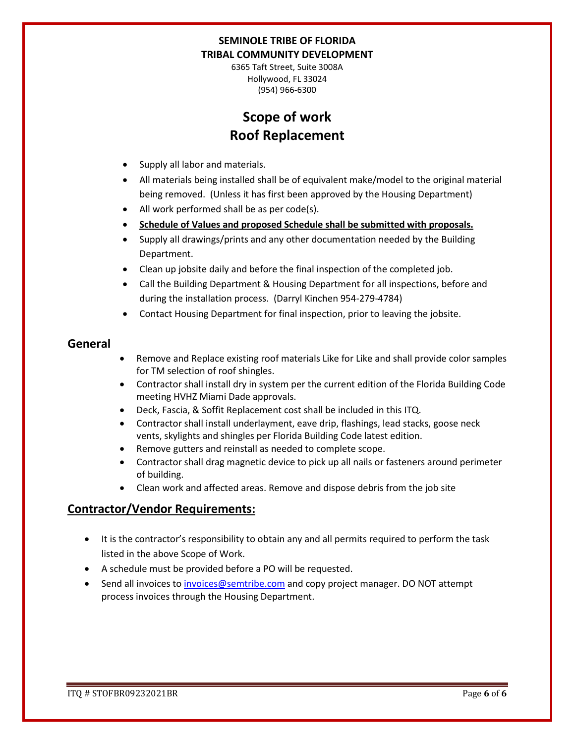**SEMINOLE TRIBE OF FLORIDA**
**TRIBAL COMMUNITY DEVELOPMENT**
6365 Taft Street, Suite 3008A
Hollywood, FL 33024
(954) 966-6300

# Scope of work
# Roof Replacement

- Supply all labor and materials.
- All materials being installed shall be of equivalent make/model to the original material being removed. (Unless it has first been approved by the Housing Department)
- All work performed shall be as per code(s).
- **Schedule of Values and proposed Schedule shall be submitted with proposals.**
- Supply all drawings/prints and any other documentation needed by the Building Department.
- Clean up jobsite daily and before the final inspection of the completed job.
- Call the Building Department & Housing Department for all inspections, before and during the installation process. (Darryl Kinchen 954-279-4784)
- Contact Housing Department for final inspection, prior to leaving the jobsite.

## General

- Remove and Replace existing roof materials Like for Like and shall provide color samples for TM selection of roof shingles.
- Contractor shall install dry in system per the current edition of the Florida Building Code meeting HVHZ Miami Dade approvals.
- Deck, Fascia, & Soffit Replacement cost shall be included in this ITQ.
- Contractor shall install underlayment, eave drip, flashings, lead stacks, goose neck vents, skylights and shingles per Florida Building Code latest edition.
- Remove gutters and reinstall as needed to complete scope.
- Contractor shall drag magnetic device to pick up all nails or fasteners around perimeter of building.
- Clean work and affected areas. Remove and dispose debris from the job site

## Contractor/Vendor Requirements:

- It is the contractor's responsibility to obtain any and all permits required to perform the task listed in the above Scope of Work.
- A schedule must be provided before a PO will be requested.
- Send all invoices to invoices@semtribe.com and copy project manager. DO NOT attempt process invoices through the Housing Department.

ITQ # STOFBR09232021BR